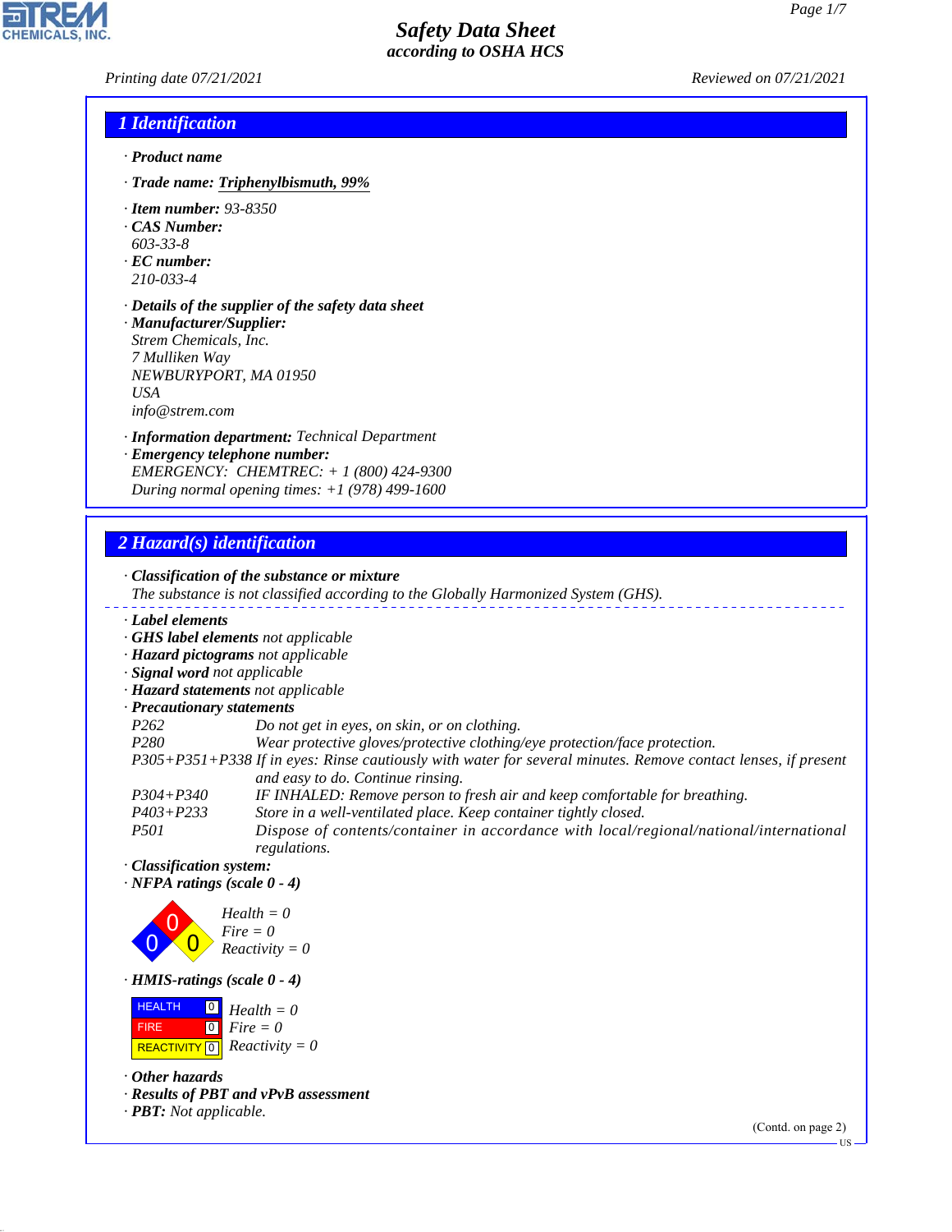# Safety Data Sheet
## according to OSHA HCS

Printing date 07/21/2021 Reviewed on 07/21/2021

## 1 Identification

· **Product name**

· **Trade name: Triphenylbismuth, 99%**

· **Item number:** 93-8350
· **CAS Number:**
603-33-8
· **EC number:**
210-033-4

· **Details of the supplier of the safety data sheet**
· **Manufacturer/Supplier:**
Strem Chemicals, Inc.
7 Mulliken Way
NEWBURYPORT, MA 01950
USA
info@strem.com

· **Information department:** Technical Department
· **Emergency telephone number:**
EMERGENCY: CHEMTREC: + 1 (800) 424-9300
During normal opening times: +1 (978) 499-1600

## 2 Hazard(s) identification

· **Classification of the substance or mixture**
The substance is not classified according to the Globally Harmonized System (GHS).

· **Label elements**
· **GHS label elements** not applicable
· **Hazard pictograms** not applicable
· **Signal word** not applicable
· **Hazard statements** not applicable
· **Precautionary statements**

| | |
|---|---|
| P262 | Do not get in eyes, on skin, or on clothing. |
| P280 | Wear protective gloves/protective clothing/eye protection/face protection. |
| P305+P351+P338 | If in eyes: Rinse cautiously with water for several minutes. Remove contact lenses, if present and easy to do. Continue rinsing. |
| P304+P340 | IF INHALED: Remove person to fresh air and keep comfortable for breathing. |
| P403+P233 | Store in a well-ventilated place. Keep container tightly closed. |
| P501 | Dispose of contents/container in accordance with local/regional/national/international regulations. |

· **Classification system:**
· **NFPA ratings (scale 0 - 4)**

Health = 0
Fire = 0
Reactivity = 0

· **HMIS-ratings (scale 0 - 4)**

| | | |
|---|---|---|
| HEALTH | 0 | Health = 0 |
| FIRE | 0 | Fire = 0 |
| REACTIVITY | 0 | Reactivity = 0 |

· **Other hazards**
· **Results of PBT and vPvB assessment**
· **PBT:** Not applicable.

(Contd. on page 2)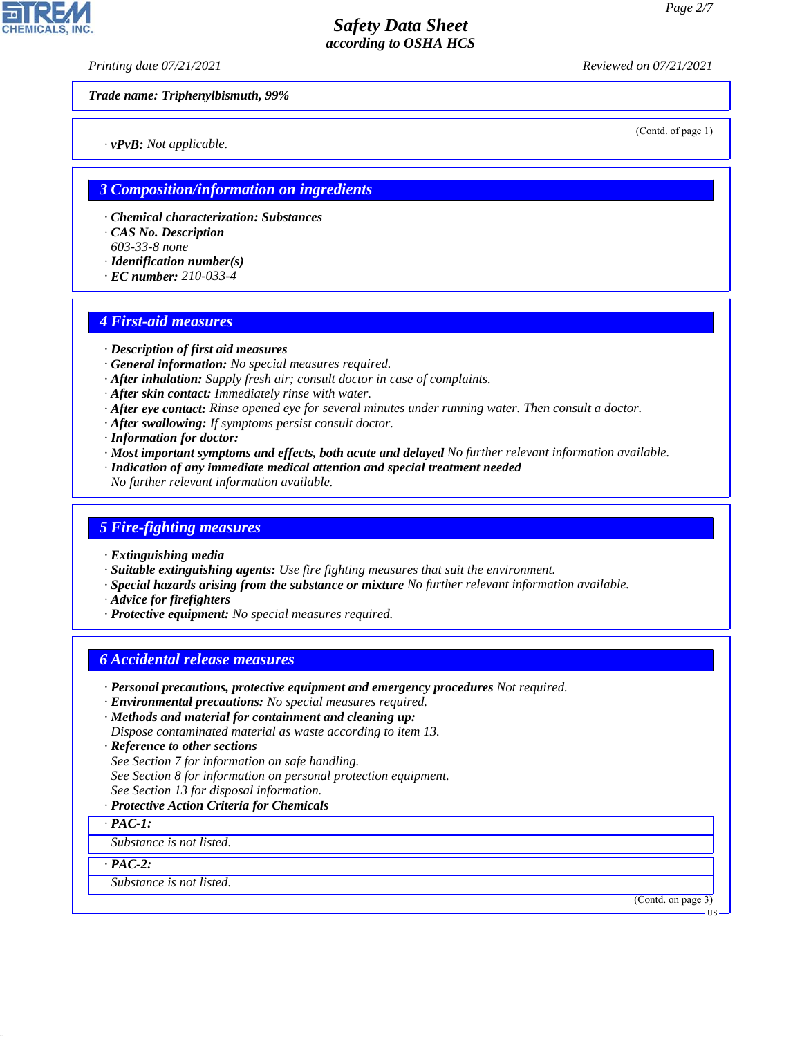Trade name: Triphenylbismuth, 99%

(Contd. of page 1)

· **vPvB:** Not applicable.

## 3 Composition/information on ingredients

· **Chemical characterization: Substances**
· **CAS No. Description**
603-33-8 none
· **Identification number(s)**
· **EC number:** 210-033-4

## 4 First-aid measures

· **Description of first aid measures**
· **General information:** No special measures required.
· **After inhalation:** Supply fresh air; consult doctor in case of complaints.
· **After skin contact:** Immediately rinse with water.
· **After eye contact:** Rinse opened eye for several minutes under running water. Then consult a doctor.
· **After swallowing:** If symptoms persist consult doctor.
· **Information for doctor:**
· **Most important symptoms and effects, both acute and delayed** No further relevant information available.
· **Indication of any immediate medical attention and special treatment needed**
No further relevant information available.

## 5 Fire-fighting measures

· **Extinguishing media**
· **Suitable extinguishing agents:** Use fire fighting measures that suit the environment.
· **Special hazards arising from the substance or mixture** No further relevant information available.
· **Advice for firefighters**
· **Protective equipment:** No special measures required.

## 6 Accidental release measures

· **Personal precautions, protective equipment and emergency procedures** Not required.
· **Environmental precautions:** No special measures required.
· **Methods and material for containment and cleaning up:**
Dispose contaminated material as waste according to item 13.
· **Reference to other sections**
See Section 7 for information on safe handling.
See Section 8 for information on personal protection equipment.
See Section 13 for disposal information.
· **Protective Action Criteria for Chemicals**

| · **PAC-1:** |
| --- |
| Substance is not listed. |

| · **PAC-2:** |
| --- |
| Substance is not listed. |

(Contd. on page 3)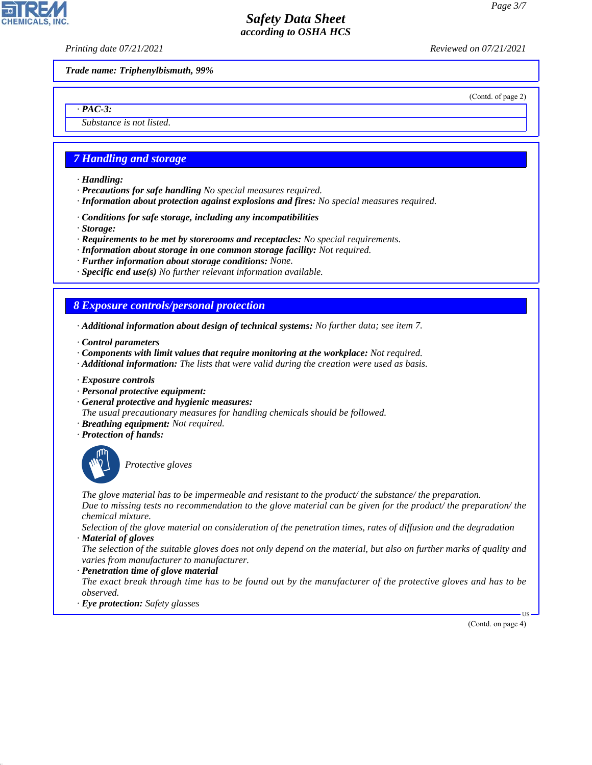Trade name: Triphenylbismuth, 99%

(Contd. of page 2)

· **PAC-3:**

Substance is not listed.

## 7 Handling and storage

· **Handling:**
· **Precautions for safe handling** No special measures required.
· **Information about protection against explosions and fires:** No special measures required.

· **Conditions for safe storage, including any incompatibilities**
· **Storage:**
· **Requirements to be met by storerooms and receptacles:** No special requirements.
· **Information about storage in one common storage facility:** Not required.
· **Further information about storage conditions:** None.
· **Specific end use(s)** No further relevant information available.

## 8 Exposure controls/personal protection

· **Additional information about design of technical systems:** No further data; see item 7.

· **Control parameters**
· **Components with limit values that require monitoring at the workplace:** Not required.
· **Additional information:** The lists that were valid during the creation were used as basis.

· **Exposure controls**
· **Personal protective equipment:**
· **General protective and hygienic measures:**
The usual precautionary measures for handling chemicals should be followed.
· **Breathing equipment:** Not required.
· **Protection of hands:**

Protective gloves

The glove material has to be impermeable and resistant to the product/ the substance/ the preparation.
Due to missing tests no recommendation to the glove material can be given for the product/ the preparation/ the chemical mixture.
Selection of the glove material on consideration of the penetration times, rates of diffusion and the degradation
· **Material of gloves**
The selection of the suitable gloves does not only depend on the material, but also on further marks of quality and varies from manufacturer to manufacturer.
· **Penetration time of glove material**
The exact break through time has to be found out by the manufacturer of the protective gloves and has to be observed.
· **Eye protection:** Safety glasses

(Contd. on page 4)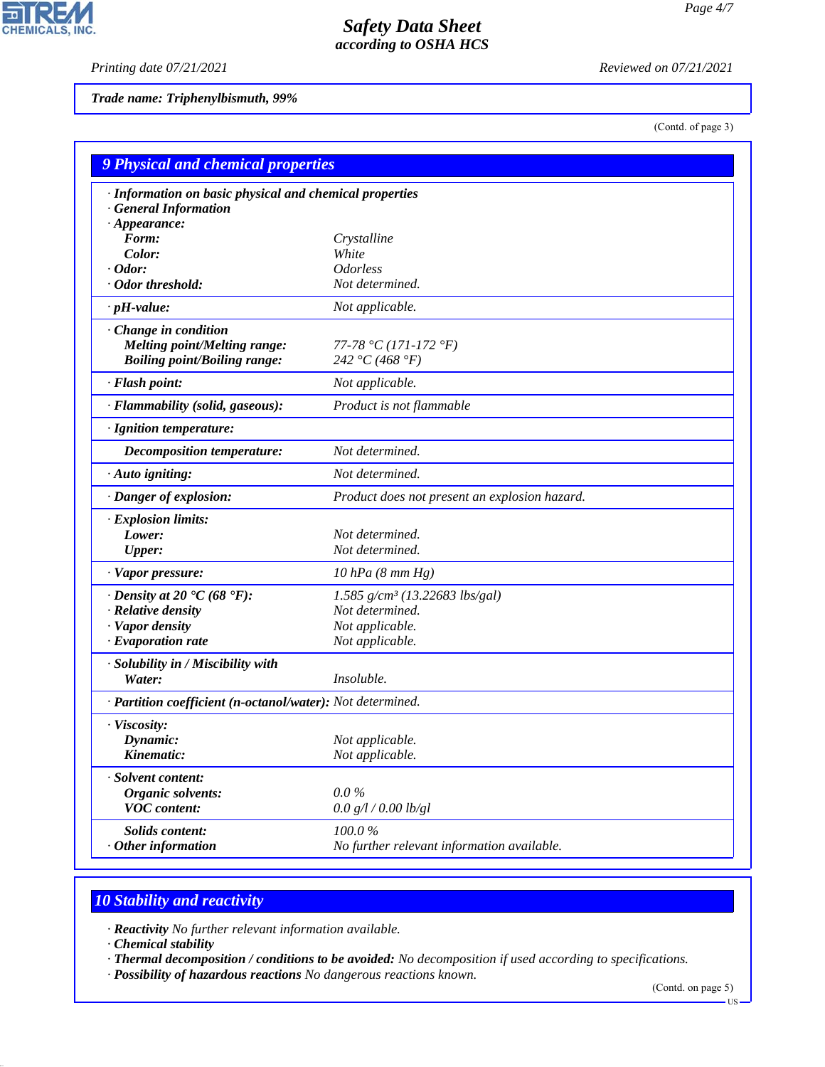**Trade name: Triphenylbismuth, 99%**

(Contd. of page 3)

## 9 Physical and chemical properties

| | |
|---|---|
| · **Information on basic physical and chemical properties** | |
| · **General Information** | |
| · **Appearance:** | |
| **Form:** | Crystalline |
| **Color:** | White |
| · **Odor:** | Odorless |
| · **Odor threshold:** | Not determined. |
| · **pH-value:** | Not applicable. |
| · **Change in condition** | |
| **Melting point/Melting range:** | 77-78 °C (171-172 °F) |
| **Boiling point/Boiling range:** | 242 °C (468 °F) |
| · **Flash point:** | Not applicable. |
| · **Flammability (solid, gaseous):** | Product is not flammable |
| · **Ignition temperature:** | |
| **Decomposition temperature:** | Not determined. |
| · **Auto igniting:** | Not determined. |
| · **Danger of explosion:** | Product does not present an explosion hazard. |
| · **Explosion limits:** | |
| **Lower:** | Not determined. |
| **Upper:** | Not determined. |
| · **Vapor pressure:** | 10 hPa (8 mm Hg) |
| · **Density at 20 °C (68 °F):** | 1.585 g/cm³ (13.22683 lbs/gal) |
| · **Relative density** | Not determined. |
| · **Vapor density** | Not applicable. |
| · **Evaporation rate** | Not applicable. |
| · **Solubility in / Miscibility with** | |
| **Water:** | Insoluble. |
| · **Partition coefficient (n-octanol/water):** | Not determined. |
| · **Viscosity:** | |
| **Dynamic:** | Not applicable. |
| **Kinematic:** | Not applicable. |
| · **Solvent content:** | |
| **Organic solvents:** | 0.0 % |
| **VOC content:** | 0.0 g/l / 0.00 lb/gl |
| **Solids content:** | 100.0 % |
| · **Other information** | No further relevant information available. |

## 10 Stability and reactivity

· **Reactivity** No further relevant information available.
· **Chemical stability**
· **Thermal decomposition / conditions to be avoided:** No decomposition if used according to specifications.
· **Possibility of hazardous reactions** No dangerous reactions known.

(Contd. on page 5)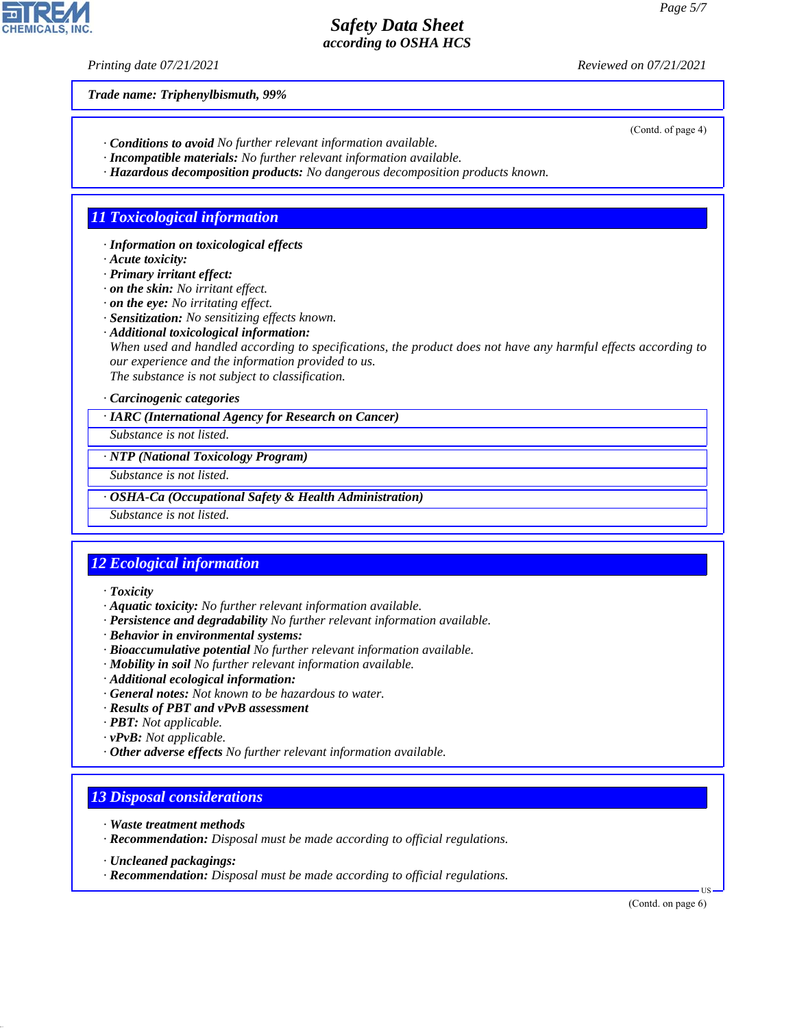*Trade name: Triphenylbismuth, 99%*

(Contd. of page 4)

· ***Conditions to avoid*** *No further relevant information available.*
· ***Incompatible materials:*** *No further relevant information available.*
· ***Hazardous decomposition products:*** *No dangerous decomposition products known.*

## 11 Toxicological information

· ***Information on toxicological effects***
· ***Acute toxicity:***
· ***Primary irritant effect:***
· ***on the skin:*** *No irritant effect.*
· ***on the eye:*** *No irritating effect.*
· ***Sensitization:*** *No sensitizing effects known.*
· ***Additional toxicological information:***
*When used and handled according to specifications, the product does not have any harmful effects according to our experience and the information provided to us.*
*The substance is not subject to classification.*

· ***Carcinogenic categories***

| · IARC (International Agency for Research on Cancer) |
|---|
| Substance is not listed. |

| · NTP (National Toxicology Program) |
|---|
| Substance is not listed. |

| · OSHA-Ca (Occupational Safety & Health Administration) |
|---|
| Substance is not listed. |

## 12 Ecological information

· ***Toxicity***
· ***Aquatic toxicity:*** *No further relevant information available.*
· ***Persistence and degradability*** *No further relevant information available.*
· ***Behavior in environmental systems:***
· ***Bioaccumulative potential*** *No further relevant information available.*
· ***Mobility in soil*** *No further relevant information available.*
· ***Additional ecological information:***
· ***General notes:*** *Not known to be hazardous to water.*
· ***Results of PBT and vPvB assessment***
· ***PBT:*** *Not applicable.*
· ***vPvB:*** *Not applicable.*
· ***Other adverse effects*** *No further relevant information available.*

## 13 Disposal considerations

· ***Waste treatment methods***
· ***Recommendation:*** *Disposal must be made according to official regulations.*

· ***Uncleaned packagings:***
· ***Recommendation:*** *Disposal must be made according to official regulations.*

(Contd. on page 6)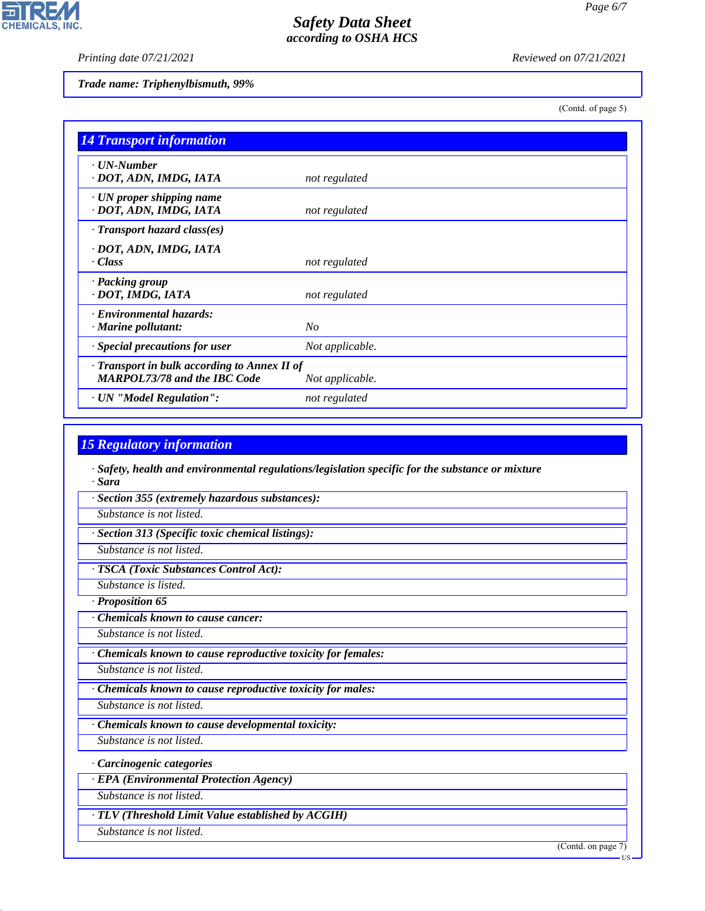Trade name: Triphenylbismuth, 99%

(Contd. of page 5)

## 14 Transport information

| | |
|---|---|
| · UN-Number<br>· DOT, ADN, IMDG, IATA | not regulated |
| · UN proper shipping name<br>· DOT, ADN, IMDG, IATA | not regulated |
| · Transport hazard class(es)<br>· DOT, ADN, IMDG, IATA<br>· Class | not regulated |
| · Packing group<br>· DOT, IMDG, IATA | not regulated |
| · Environmental hazards:<br>· Marine pollutant: | No |
| · Special precautions for user | Not applicable. |
| · Transport in bulk according to Annex II of MARPOL73/78 and the IBC Code | Not applicable. |
| · UN "Model Regulation": | not regulated |

## 15 Regulatory information

**· Safety, health and environmental regulations/legislation specific for the substance or mixture**

**· Sara**

**· Section 355 (extremely hazardous substances):**

Substance is not listed.

**· Section 313 (Specific toxic chemical listings):**

Substance is not listed.

**· TSCA (Toxic Substances Control Act):**

Substance is listed.

**· Proposition 65**

**· Chemicals known to cause cancer:**

Substance is not listed.

**· Chemicals known to cause reproductive toxicity for females:**

Substance is not listed.

**· Chemicals known to cause reproductive toxicity for males:**

Substance is not listed.

**· Chemicals known to cause developmental toxicity:**

Substance is not listed.

**· Carcinogenic categories**

**· EPA (Environmental Protection Agency)**

Substance is not listed.

**· TLV (Threshold Limit Value established by ACGIH)**

Substance is not listed.

(Contd. on page 7)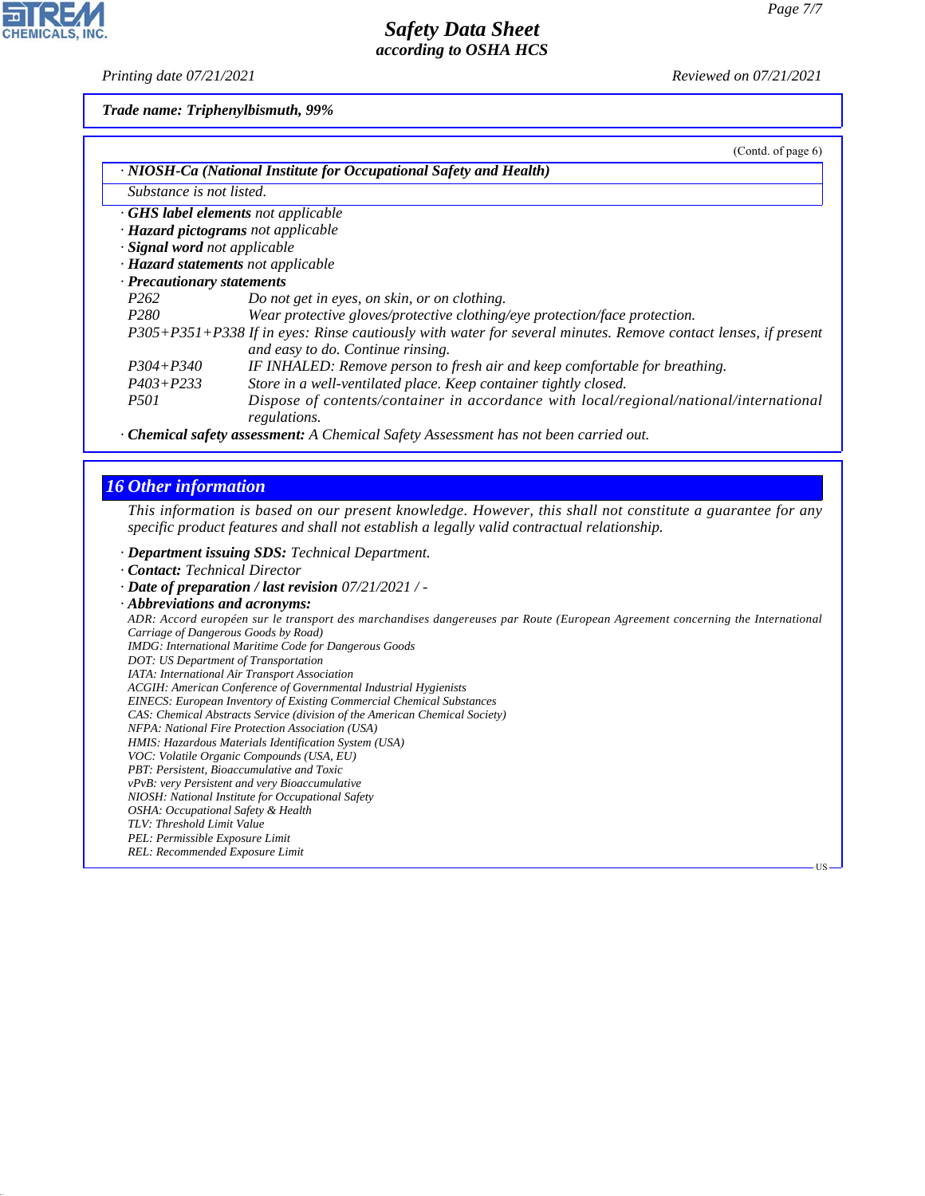(Contd. of page 6)

| · **NIOSH-Ca (National Institute for Occupational Safety and Health)** |
| --- |
| Substance is not listed. |

· **GHS label elements** not applicable
· **Hazard pictograms** not applicable
· **Signal word** not applicable
· **Hazard statements** not applicable
· **Precautionary statements**

| | |
| --- | --- |
| P262 | Do not get in eyes, on skin, or on clothing. |
| P280 | Wear protective gloves/protective clothing/eye protection/face protection. |
| P305+P351+P338 | If in eyes: Rinse cautiously with water for several minutes. Remove contact lenses, if present and easy to do. Continue rinsing. |
| P304+P340 | IF INHALED: Remove person to fresh air and keep comfortable for breathing. |
| P403+P233 | Store in a well-ventilated place. Keep container tightly closed. |
| P501 | Dispose of contents/container in accordance with local/regional/national/international regulations. |

· **Chemical safety assessment:** A Chemical Safety Assessment has not been carried out.

## 16 Other information

This information is based on our present knowledge. However, this shall not constitute a guarantee for any specific product features and shall not establish a legally valid contractual relationship.

· **Department issuing SDS:** Technical Department.
· **Contact:** Technical Director
· **Date of preparation / last revision** 07/21/2021 / -
· **Abbreviations and acronyms:**

ADR: Accord européen sur le transport des marchandises dangereuses par Route (European Agreement concerning the International Carriage of Dangerous Goods by Road)
IMDG: International Maritime Code for Dangerous Goods
DOT: US Department of Transportation
IATA: International Air Transport Association
ACGIH: American Conference of Governmental Industrial Hygienists
EINECS: European Inventory of Existing Commercial Chemical Substances
CAS: Chemical Abstracts Service (division of the American Chemical Society)
NFPA: National Fire Protection Association (USA)
HMIS: Hazardous Materials Identification System (USA)
VOC: Volatile Organic Compounds (USA, EU)
PBT: Persistent, Bioaccumulative and Toxic
vPvB: very Persistent and very Bioaccumulative
NIOSH: National Institute for Occupational Safety
OSHA: Occupational Safety & Health
TLV: Threshold Limit Value
PEL: Permissible Exposure Limit
REL: Recommended Exposure Limit